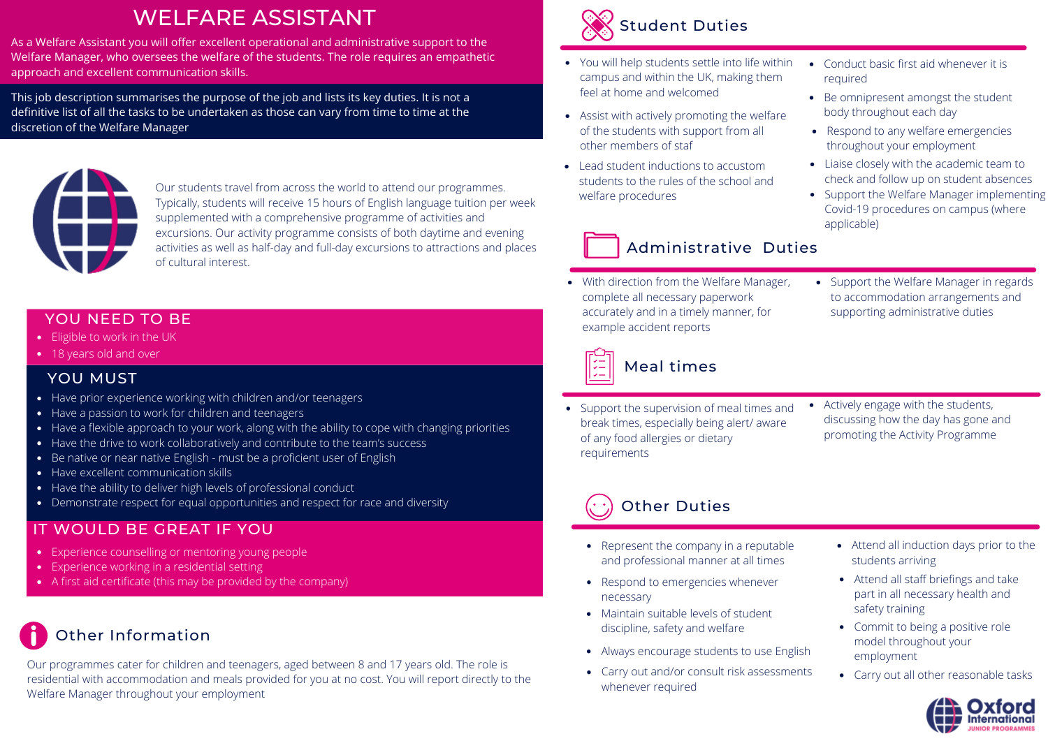# WELFARE ASSISTANT

As a Welfare Assistant you will offer excellent operational and administrative support to the Welfare Manager, who oversees the welfare of the students. The role requires an empathetic approach and excellent communication skills.

This job description summarises the purpose of the job and lists its key duties. It is not a definitive list of all the tasks to be undertaken as those can vary from time to time at the discretion of the Welfare Manager

Our students travel from across the world to attend our programmes. Typically, students will receive 15 hours of English language tuition per week supplemented with a comprehensive programme of activities and excursions. Our activity programme consists of both daytime and evening activities as well as half-day and full-day excursions to attractions and places of cultural interest.

## YOU NEED TO BE

- Eligible to work in the UK
- 18 years old and over

## YOU MUST

- Have prior experience working with children and/or teenagers
- Have a passion to work for children and teenagers
- Have a flexible approach to your work, along with the ability to cope with changing priorities
- Have the drive to work collaboratively and contribute to the team's success
- Be native or near native English - must be a proficient user of English
- Have excellent communication skills
- Have the ability to deliver high levels of professional conduct
- Demonstrate respect for equal opportunities and respect for race and diversity

## IT WOULD BE GREAT IF YOU

- Experience counselling or mentoring young people
- Experience working in a residential setting
- A first aid certificate (this may be provided by the company)

## Other Information

Our programmes cater for children and teenagers, aged between 8 and 17 years old. The role is residential with accommodation and meals provided for you at no cost. You will report directly to the Welfare Manager throughout your employment

## Student Duties

- You will help students settle into life within campus and within the UK, making them feel at home and welcomed
- Assist with actively promoting the welfare of the students with support from all other members of staf
- Lead student inductions to accustom students to the rules of the school and welfare procedures
- Conduct basic first aid whenever it is required
- Be omnipresent amongst the student body throughout each day
- Respond to any welfare emergencies throughout your employment
- Liaise closely with the academic team to check and follow up on student absences
- Support the Welfare Manager implementing Covid-19 procedures on campus (where applicable)

## Administrative Duties

- With direction from the Welfare Manager, complete all necessary paperwork accurately and in a timely manner, for example accident reports
- Support the Welfare Manager in regards to accommodation arrangements and supporting administrative duties

## Meal times

- Support the supervision of meal times and break times, especially being alert/ aware of any food allergies or dietary requirements
- Actively engage with the students, discussing how the day has gone and promoting the Activity Programme

## Other Duties

- Represent the company in a reputable and professional manner at all times
- Respond to emergencies whenever necessary
- Maintain suitable levels of student discipline, safety and welfare
- Always encourage students to use English
- Carry out and/or consult risk assessments whenever required
- Attend all induction days prior to the students arriving
- Attend all staff briefings and take part in all necessary health and safety training
- Commit to being a positive role model throughout your employment
- Carry out all other reasonable tasks

Oxford International JUNIOR PROGRAMMES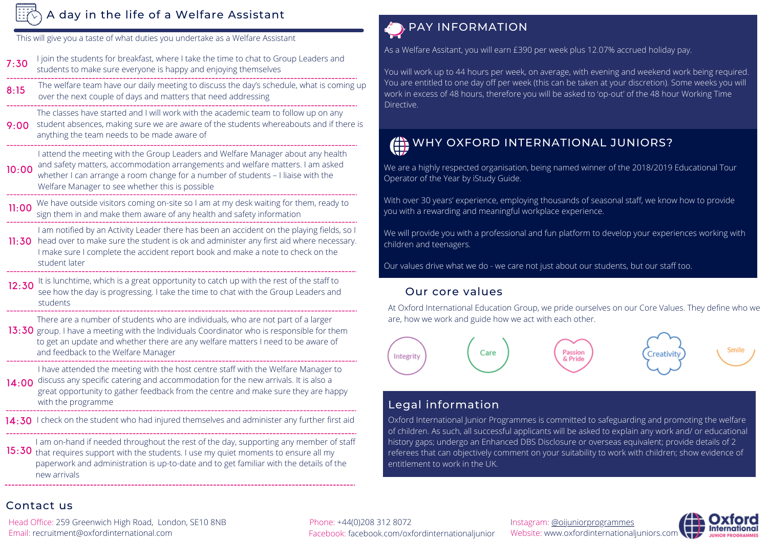## A day in the life of a Welfare Assistant

This will give you a taste of what duties you undertake as a Welfare Assistant

| | |
|---|---|
| 7:30 | I join the students for breakfast, where I take the time to chat to Group Leaders and students to make sure everyone is happy and enjoying themselves |
| 8:15 | The welfare team have our daily meeting to discuss the day's schedule, what is coming up over the next couple of days and matters that need addressing |
| 9:00 | The classes have started and I will work with the academic team to follow up on any student absences, making sure we are aware of the students whereabouts and if there is anything the team needs to be made aware of |
| 10:00 | I attend the meeting with the Group Leaders and Welfare Manager about any health and safety matters, accommodation arrangements and welfare matters. I am asked whether I can arrange a room change for a number of students – I liaise with the Welfare Manager to see whether this is possible |
| 11:00 | We have outside visitors coming on-site so I am at my desk waiting for them, ready to sign them in and make them aware of any health and safety information |
| 11:30 | I am notified by an Activity Leader there has been an accident on the playing fields, so I head over to make sure the student is ok and administer any first aid where necessary. I make sure I complete the accident report book and make a note to check on the student later |
| 12:30 | It is lunchtime, which is a great opportunity to catch up with the rest of the staff to see how the day is progressing. I take the time to chat with the Group Leaders and students |
| 13:30 | There are a number of students who are individuals, who are not part of a larger group. I have a meeting with the Individuals Coordinator who is responsible for them to get an update and whether there are any welfare matters I need to be aware of and feedback to the Welfare Manager |
| 14:00 | I have attended the meeting with the host centre staff with the Welfare Manager to discuss any specific catering and accommodation for the new arrivals. It is also a great opportunity to gather feedback from the centre and make sure they are happy with the programme |
| 14:30 | I check on the student who had injured themselves and administer any further first aid |
| 15:30 | I am on-hand if needed throughout the rest of the day, supporting any member of staff that requires support with the students. I use my quiet moments to ensure all my paperwork and administration is up-to-date and to get familiar with the details of the new arrivals |

## PAY INFORMATION

As a Welfare Assitant, you will earn £390 per week plus 12.07% accrued holiday pay.

You will work up to 44 hours per week, on average, with evening and weekend work being required. You are entitled to one day off per week (this can be taken at your discretion). Some weeks you will work in excess of 48 hours, therefore you will be asked to 'op-out' of the 48 hour Working Time Directive.

## WHY OXFORD INTERNATIONAL JUNIORS?

We are a highly respected organisation, being named winner of the 2018/2019 Educational Tour Operator of the Year by iStudy Guide.

With over 30 years' experience, employing thousands of seasonal staff, we know how to provide you with a rewarding and meaningful workplace experience.

We will provide you with a professional and fun platform to develop your experiences working with children and teenagers.

Our values drive what we do - we care not just about our students, but our staff too.

## Our core values

At Oxford International Education Group, we pride ourselves on our Core Values. They define who we are, how we work and guide how we act with each other.

Integrity

Care

Passion & Pride

Creativity

Smile

## Legal information

Oxford International Junior Programmes is committed to safeguarding and promoting the welfare of children. As such, all successful applicants will be asked to explain any work and/ or educational history gaps; undergo an Enhanced DBS Disclosure or overseas equivalent; provide details of 2 referees that can objectively comment on your suitability to work with children; show evidence of entitlement to work in the UK.

## Contact us

Head Office: 259 Greenwich High Road, London, SE10 8NB
Email: recruitment@oxfordinternational.com

Phone: +44(0)208 312 8072
Facebook: facebook.com/oxfordinternationaljunior

Instagram: @oijuniorprogrammes
Website: www.oxfordinternationaljuniors.com

Oxford International JUNIOR PROGRAMMES